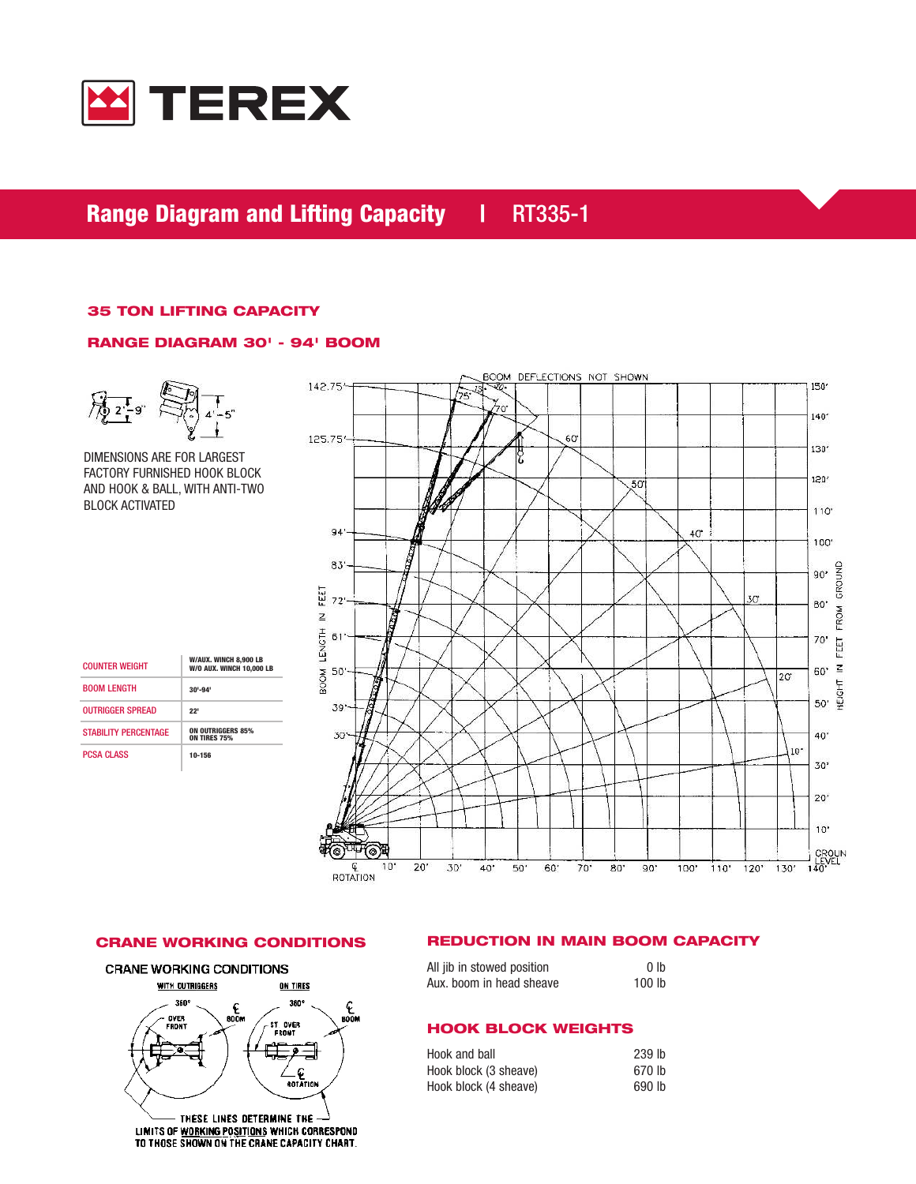# TEREX

## Range Diagram and Lifting Capacity | RT335-1

### 35 TON LIFTING CAPACITY

### RANGE DIAGRAM 30' - 94' BOOM

DIMENSIONS ARE FOR LARGEST FACTORY FURNISHED HOOK BLOCK AND HOOK & BALL, WITH ANTI-TWO BLOCK ACTIVATED

| | |
|---|---|
| COUNTER WEIGHT | W/AUX. WINCH 8,900 LB<br>W/O AUX. WINCH 10,000 LB |
| BOOM LENGTH | 30'-94' |
| OUTRIGGER SPREAD | 22' |
| STABILITY PERCENTAGE | ON OUTRIGGERS 85%<br>ON TIRES 75% |
| PCSA CLASS | 10-156 |

### CRANE WORKING CONDITIONS

CRANE WORKING CONDITIONS

WITH OUTRIGGERS — ON TIRES

THESE LINES DETERMINE THE LIMITS OF WORKING POSITIONS WHICH CORRESPOND TO THOSE SHOWN ON THE CRANE CAPACITY CHART.

### REDUCTION IN MAIN BOOM CAPACITY

| | |
|---|---|
| All jib in stowed position | 0 lb |
| Aux. boom in head sheave | 100 lb |

### HOOK BLOCK WEIGHTS

| | |
|---|---|
| Hook and ball | 239 lb |
| Hook block (3 sheave) | 670 lb |
| Hook block (4 sheave) | 690 lb |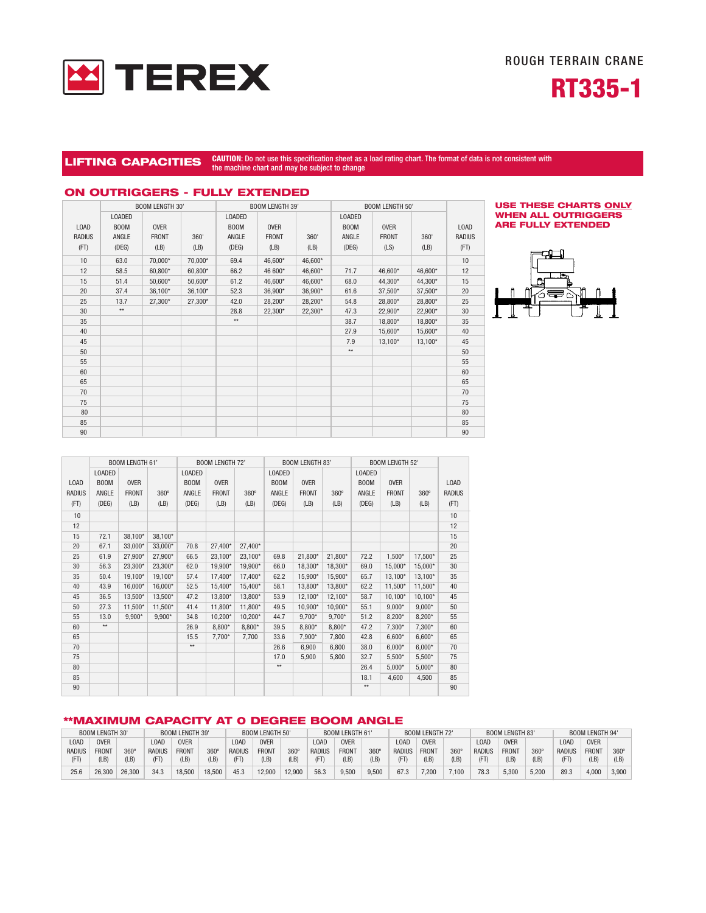TEREX

ROUGH TERRAIN CRANE

# RT335-1

## LIFTING CAPACITIES

**CAUTION:** Do not use this specification sheet as a load rating chart. The format of data is not consistent with the machine chart and may be subject to change

### ON OUTRIGGERS - FULLY EXTENDED

**USE THESE CHARTS ONLY WHEN ALL OUTRIGGERS ARE FULLY EXTENDED**

| | BOOM LENGTH 30' | | | BOOM LENGTH 39' | | | BOOM LENGTH 50' | | | |
|---|---|---|---|---|---|---|---|---|---|---|
| LOAD RADIUS (FT) | LOADED BOOM ANGLE (DEG) | OVER FRONT (LB) | 360' (LB) | LOADED BOOM ANGLE (DEG) | OVER FRONT (LB) | 360' (LB) | LOADED BOOM ANGLE (DEG) | OVER FRONT (LS) | 360' (LB) | LOAD RADIUS (FT) |
| 10 | 63.0 | 70,000* | 70,000* | 69.4 | 46,600* | 46,600* | | | | 10 |
| 12 | 58.5 | 60,800* | 60,800* | 66.2 | 46 600* | 46,600* | 71.7 | 46,600* | 46,600* | 12 |
| 15 | 51.4 | 50,600* | 50,600* | 61.2 | 46,600* | 46,600* | 68.0 | 44,300* | 44,300* | 15 |
| 20 | 37.4 | 36,100* | 36,100* | 52.3 | 36,900* | 36,900* | 61.6 | 37,500* | 37,500* | 20 |
| 25 | 13.7 | 27,300* | 27,300* | 42.0 | 28,200* | 28,200* | 54.8 | 28,800* | 28,800* | 25 |
| 30 | ** | | | 28.8 | 22,300* | 22,300* | 47.3 | 22,900* | 22,900* | 30 |
| 35 | | | | ** | | | 38.7 | 18,800* | 18,800* | 35 |
| 40 | | | | | | | 27.9 | 15,600* | 15,600* | 40 |
| 45 | | | | | | | 7.9 | 13,100* | 13,100* | 45 |
| 50 | | | | | | | ** | | | 50 |
| 55 | | | | | | | | | | 55 |
| 60 | | | | | | | | | | 60 |
| 65 | | | | | | | | | | 65 |
| 70 | | | | | | | | | | 70 |
| 75 | | | | | | | | | | 75 |
| 80 | | | | | | | | | | 80 |
| 85 | | | | | | | | | | 85 |
| 90 | | | | | | | | | | 90 |

| | BOOM LENGTH 61' | | | BOOM LENGTH 72' | | | BOOM LENGTH 83' | | | BOOM LENGTH 52' | | | |
|---|---|---|---|---|---|---|---|---|---|---|---|---|---|
| LOAD RADIUS (FT) | LOADED BOOM ANGLE (DEG) | OVER FRONT (LB) | 360º (LB) | LOADED BOOM ANGLE (DEG) | OVER FRONT (LB) | 360º (LB) | LOADED BOOM ANGLE (DEG) | OVER FRONT (LB) | 360º (LB) | LOADED BOOM ANGLE (DEG) | OVER FRONT (LB) | 360º (LB) | LOAD RADIUS (FT) |
| 10 | | | | | | | | | | | | | 10 |
| 12 | | | | | | | | | | | | | 12 |
| 15 | 72.1 | 38,100* | 38,100* | | | | | | | | | | 15 |
| 20 | 67.1 | 33,000* | 33,000* | 70.8 | 27,400* | 27,400* | | | | | | | 20 |
| 25 | 61.9 | 27,900* | 27,900* | 66.5 | 23,100* | 23,100* | 69.8 | 21,800* | 21,800* | 72.2 | 1,500* | 17,500* | 25 |
| 30 | 56.3 | 23,300* | 23,300* | 62.0 | 19,900* | 19,900* | 66.0 | 18,300* | 18,300* | 69.0 | 15,000* | 15,000* | 30 |
| 35 | 50.4 | 19,100* | 19,100* | 57.4 | 17,400* | 17,400* | 62.2 | 15,900* | 15,900* | 65.7 | 13,100* | 13,100* | 35 |
| 40 | 43.9 | 16,000* | 16,000* | 52.5 | 15,400* | 15,400* | 58.1 | 13,800* | 13,800* | 62.2 | 11,500* | 11,500* | 40 |
| 45 | 36.5 | 13,500* | 13,500* | 47.2 | 13,800* | 13,800* | 53.9 | 12,100* | 12,100* | 58.7 | 10,100* | 10,100* | 45 |
| 50 | 27.3 | 11,500* | 11,500* | 41.4 | 11,800* | 11,800* | 49.5 | 10,900* | 10,900* | 55.1 | 9,000* | 9,000* | 50 |
| 55 | 13.0 | 9,900* | 9,900* | 34.8 | 10,200* | 10,200* | 44.7 | 9,700* | 9,700* | 51.2 | 8,200* | 8,200* | 55 |
| 60 | ** | | | 26.9 | 8,800* | 8,800* | 39.5 | 8,800* | 8,800* | 47.2 | 7,300* | 7,300* | 60 |
| 65 | | | | 15.5 | 7,700* | 7,700 | 33.6 | 7,900* | 7,800 | 42.8 | 6,600* | 6,600* | 65 |
| 70 | | | | ** | | | 26.6 | 6,900 | 6,800 | 38.0 | 6,000* | 6,000* | 70 |
| 75 | | | | | | | 17.0 | 5,900 | 5,800 | 32.7 | 5,500* | 5,500* | 75 |
| 80 | | | | | | | ** | | | 26.4 | 5,000* | 5,000* | 80 |
| 85 | | | | | | | | | | 18.1 | 4,600 | 4,500 | 85 |
| 90 | | | | | | | | | | ** | | | 90 |

### **MAXIMUM CAPACITY AT 0 DEGREE BOOM ANGLE

| BOOM LENGTH 30' | | | BOOM LENGTH 39' | | | BOOM LENGTH 50' | | | BOOM LENGTH 61' | | | BOOM LENGTH 72' | | | BOOM LENGTH 83' | | | BOOM LENGTH 94' | | |
|---|---|---|---|---|---|---|---|---|---|---|---|---|---|---|---|---|---|---|---|---|
| LOAD RADIUS (FT) | OVER FRONT (LB) | 360º (LB) | LOAD RADIUS (FT) | OVER FRONT (LB) | 360º (LB) | LOAD RADIUS (FT) | OVER FRONT (LB) | 360º (LB) | LOAD RADIUS (FT) | OVER FRONT (LB) | 360º (LB) | LOAD RADIUS (FT) | OVER FRONT (LB) | 360º (LB) | LOAD RADIUS (FT) | OVER FRONT (LB) | 360º (LB) | LOAD RADIUS (FT) | OVER FRONT (LB) | 360º (LB) |
| 25.6 | 26,300 | 26,300 | 34.3 | 18,500 | 18,500 | 45.3 | 12,900 | 12,900 | 56.3 | 9,500 | 9,500 | 67.3 | 7,200 | 7,100 | 78.3 | 5,300 | 5,200 | 89.3 | 4,000 | 3,900 |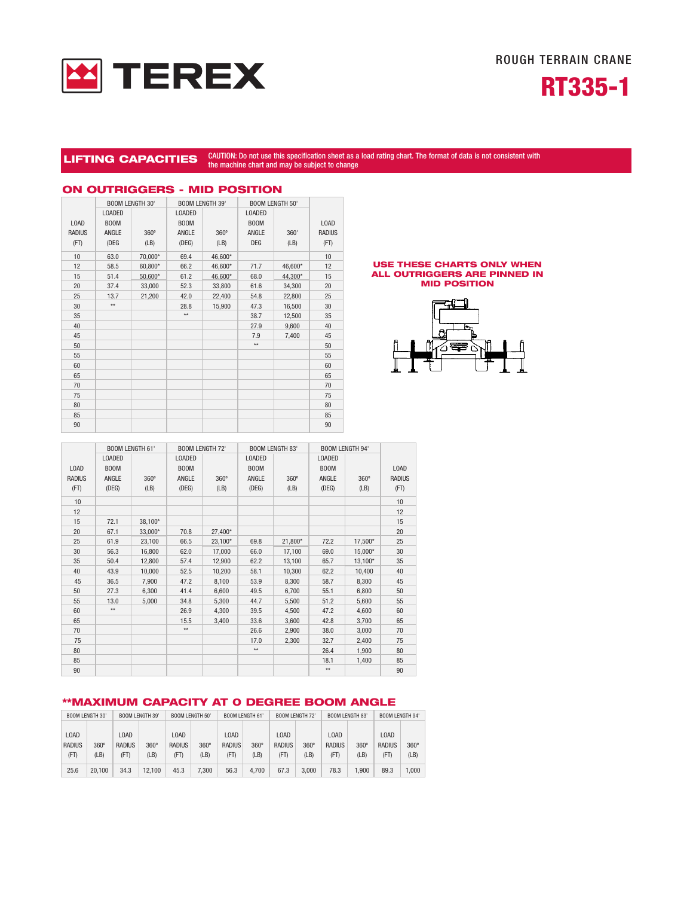TEREX

ROUGH TERRAIN CRANE

# RT335-1

## LIFTING CAPACITIES

CAUTION: Do not use this specification sheet as a load rating chart. The format of data is not consistent with the machine chart and may be subject to change

### ON OUTRIGGERS - MID POSITION

| LOAD RADIUS (FT) | BOOM LENGTH 30' | | BOOM LENGTH 39' | | BOOM LENGTH 50' | | LOAD RADIUS (FT) |
|---|---|---|---|---|---|---|---|
| | LOADED BOOM ANGLE (DEG | 360° (LB) | LOADED BOOM ANGLE (DEG) | 360° (LB) | LOADED BOOM ANGLE DEG | 360' (LB) | |
| 10 | 63.0 | 70,000* | 69.4 | 46,600* | | | 10 |
| 12 | 58.5 | 60,800* | 66.2 | 46,600* | 71.7 | 46,600* | 12 |
| 15 | 51.4 | 50,600* | 61.2 | 46,600* | 68.0 | 44,300* | 15 |
| 20 | 37.4 | 33,000 | 52.3 | 33,800 | 61.6 | 34,300 | 20 |
| 25 | 13.7 | 21,200 | 42.0 | 22,400 | 54.8 | 22,800 | 25 |
| 30 | ** | | 28.8 | 15,900 | 47.3 | 16,500 | 30 |
| 35 | | | ** | | 38.7 | 12,500 | 35 |
| 40 | | | | | 27.9 | 9,600 | 40 |
| 45 | | | | | 7.9 | 7,400 | 45 |
| 50 | | | | | ** | | 50 |
| 55 | | | | | | | 55 |
| 60 | | | | | | | 60 |
| 65 | | | | | | | 65 |
| 70 | | | | | | | 70 |
| 75 | | | | | | | 75 |
| 80 | | | | | | | 80 |
| 85 | | | | | | | 85 |
| 90 | | | | | | | 90 |

**USE THESE CHARTS ONLY WHEN ALL OUTRIGGERS ARE PINNED IN MID POSITION**

| LOAD RADIUS (FT) | BOOM LENGTH 61' | | BOOM LENGTH 72' | | BOOM LENGTH 83' | | BOOM LENGTH 94' | | LOAD RADIUS (FT) |
|---|---|---|---|---|---|---|---|---|---|
| | LOADED BOOM ANGLE (DEG) | 360° (LB) | LOADED BOOM ANGLE (DEG) | 360° (LB) | LOADED BOOM ANGLE (DEG) | 360° (LB) | LOADED BOOM ANGLE (DEG) | 360° (LB) | |
| 10 | | | | | | | | | 10 |
| 12 | | | | | | | | | 12 |
| 15 | 72.1 | 38,100* | | | | | | | 15 |
| 20 | 67.1 | 33,000* | 70.8 | 27,400* | | | | | 20 |
| 25 | 61.9 | 23,100 | 66.5 | 23,100* | 69.8 | 21,800* | 72.2 | 17,500* | 25 |
| 30 | 56.3 | 16,800 | 62.0 | 17,000 | 66.0 | 17,100 | 69.0 | 15,000* | 30 |
| 35 | 50.4 | 12,800 | 57.4 | 12,900 | 62.2 | 13,100 | 65.7 | 13,100* | 35 |
| 40 | 43.9 | 10,000 | 52.5 | 10,200 | 58.1 | 10,300 | 62.2 | 10,400 | 40 |
| 45 | 36.5 | 7,900 | 47.2 | 8,100 | 53.9 | 8,300 | 58.7 | 8,300 | 45 |
| 50 | 27.3 | 6,300 | 41.4 | 6,600 | 49.5 | 6,700 | 55.1 | 6,800 | 50 |
| 55 | 13.0 | 5,000 | 34.8 | 5,300 | 44.7 | 5,500 | 51.2 | 5,600 | 55 |
| 60 | ** | | 26.9 | 4,300 | 39.5 | 4,500 | 47.2 | 4,600 | 60 |
| 65 | | | 15.5 | 3,400 | 33.6 | 3,600 | 42.8 | 3,700 | 65 |
| 70 | | | ** | | 26.6 | 2,900 | 38.0 | 3,000 | 70 |
| 75 | | | | | 17.0 | 2,300 | 32.7 | 2,400 | 75 |
| 80 | | | | | ** | | 26.4 | 1,900 | 80 |
| 85 | | | | | | | 18.1 | 1,400 | 85 |
| 90 | | | | | | | ** | | 90 |

### **MAXIMUM CAPACITY AT 0 DEGREE BOOM ANGLE

| BOOM LENGTH 30' | | BOOM LENGTH 39' | | BOOM LENGTH 50' | | BOOM LENGTH 61' | | BOOM LENGTH 72' | | BOOM LENGTH 83' | | BOOM LENGTH 94' | |
|---|---|---|---|---|---|---|---|---|---|---|---|---|---|
| LOAD RADIUS (FT) | 360° (LB) | LOAD RADIUS (FT) | 360° (LB) | LOAD RADIUS (FT) | 360° (LB) | LOAD RADIUS (FT) | 360° (LB) | LOAD RADIUS (FT) | 360° (LB) | LOAD RADIUS (FT) | 360° (LB) | LOAD RADIUS (FT) | 360° (LB) |
| 25.6 | 20,100 | 34.3 | 12,100 | 45.3 | 7,300 | 56.3 | 4,700 | 67.3 | 3,000 | 78.3 | 1,900 | 89.3 | 1,000 |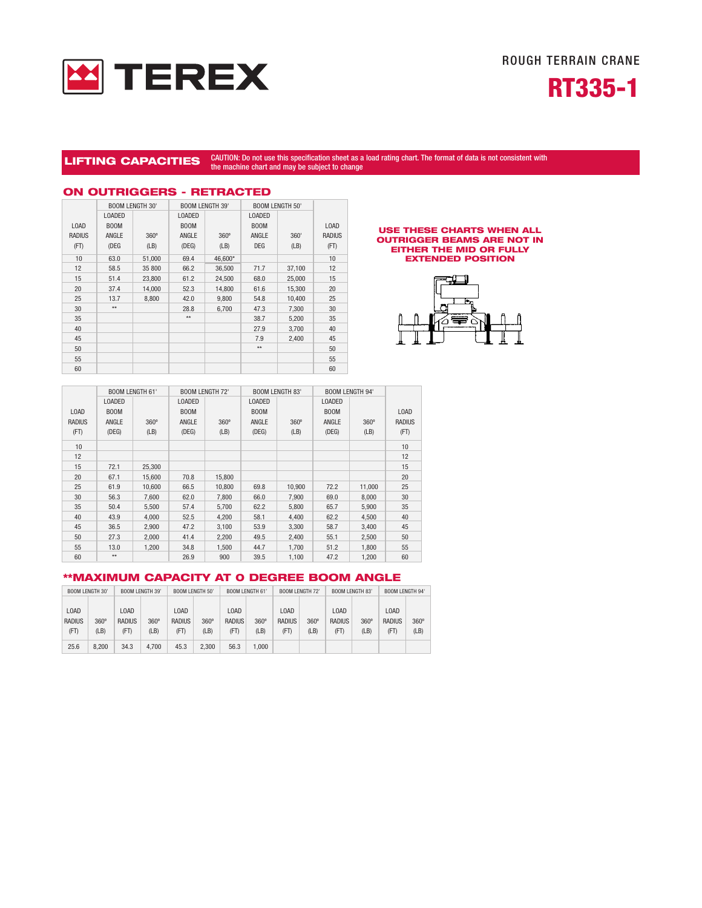# TEREX

ROUGH TERRAIN CRANE

**RT335-1**

## LIFTING CAPACITIES

CAUTION: Do not use this specification sheet as a load rating chart. The format of data is not consistent with the machine chart and may be subject to change

### ON OUTRIGGERS - RETRACTED

**USE THESE CHARTS WHEN ALL OUTRIGGER BEAMS ARE NOT IN EITHER THE MID OR FULLY EXTENDED POSITION**

| | BOOM LENGTH 30' | | BOOM LENGTH 39' | | BOOM LENGTH 50' | | |
|---|---|---|---|---|---|---|---|
| LOAD RADIUS (FT) | LOADED BOOM ANGLE (DEG | 360° (LB) | LOADED BOOM ANGLE (DEG) | 360° (LB) | LOADED BOOM ANGLE DEG | 360' (LB) | LOAD RADIUS (FT) |
| 10 | 63.0 | 51,000 | 69.4 | 46,600* | | | 10 |
| 12 | 58.5 | 35 800 | 66.2 | 36,500 | 71.7 | 37,100 | 12 |
| 15 | 51.4 | 23,800 | 61.2 | 24,500 | 68.0 | 25,000 | 15 |
| 20 | 37.4 | 14,000 | 52.3 | 14,800 | 61.6 | 15,300 | 20 |
| 25 | 13.7 | 8,800 | 42.0 | 9,800 | 54.8 | 10,400 | 25 |
| 30 | ** | | 28.8 | 6,700 | 47.3 | 7,300 | 30 |
| 35 | | | ** | | 38.7 | 5,200 | 35 |
| 40 | | | | | 27.9 | 3,700 | 40 |
| 45 | | | | | 7.9 | 2,400 | 45 |
| 50 | | | | | ** | | 50 |
| 55 | | | | | | | 55 |
| 60 | | | | | | | 60 |

| | BOOM LENGTH 61' | | BOOM LENGTH 72' | | BOOM LENGTH 83' | | BOOM LENGTH 94' | | |
|---|---|---|---|---|---|---|---|---|---|
| LOAD RADIUS (FT) | LOADED BOOM ANGLE (DEG) | 360° (LB) | LOADED BOOM ANGLE (DEG) | 360° (LB) | LOADED BOOM ANGLE (DEG) | 360° (LB) | LOADED BOOM ANGLE (DEG) | 360° (LB) | LOAD RADIUS (FT) |
| 10 | | | | | | | | | 10 |
| 12 | | | | | | | | | 12 |
| 15 | 72.1 | 25,300 | | | | | | | 15 |
| 20 | 67.1 | 15,600 | 70.8 | 15,800 | | | | | 20 |
| 25 | 61.9 | 10,600 | 66.5 | 10,800 | 69.8 | 10,900 | 72.2 | 11,000 | 25 |
| 30 | 56.3 | 7,600 | 62.0 | 7,800 | 66.0 | 7,900 | 69.0 | 8,000 | 30 |
| 35 | 50.4 | 5,500 | 57.4 | 5,700 | 62.2 | 5,800 | 65.7 | 5,900 | 35 |
| 40 | 43.9 | 4,000 | 52.5 | 4,200 | 58.1 | 4,400 | 62.2 | 4,500 | 40 |
| 45 | 36.5 | 2,900 | 47.2 | 3,100 | 53.9 | 3,300 | 58.7 | 3,400 | 45 |
| 50 | 27.3 | 2,000 | 41.4 | 2,200 | 49.5 | 2,400 | 55.1 | 2,500 | 50 |
| 55 | 13.0 | 1,200 | 34.8 | 1,500 | 44.7 | 1,700 | 51.2 | 1,800 | 55 |
| 60 | ** | | 26.9 | 900 | 39.5 | 1,100 | 47.2 | 1,200 | 60 |

### **MAXIMUM CAPACITY AT 0 DEGREE BOOM ANGLE

| BOOM LENGTH 30' | | BOOM LENGTH 39' | | BOOM LENGTH 50' | | BOOM LENGTH 61' | | BOOM LENGTH 72' | | BOOM LENGTH 83' | | BOOM LENGTH 94' | |
|---|---|---|---|---|---|---|---|---|---|---|---|---|---|
| LOAD RADIUS (FT) | 360° (LB) | LOAD RADIUS (FT) | 360° (LB) | LOAD RADIUS (FT) | 360° (LB) | LOAD RADIUS (FT) | 360° (LB) | LOAD RADIUS (FT) | 360° (LB) | LOAD RADIUS (FT) | 360° (LB) | LOAD RADIUS (FT) | 360° (LB) |
| 25.6 | 8,200 | 34.3 | 4,700 | 45.3 | 2,300 | 56.3 | 1,000 | | | | | | |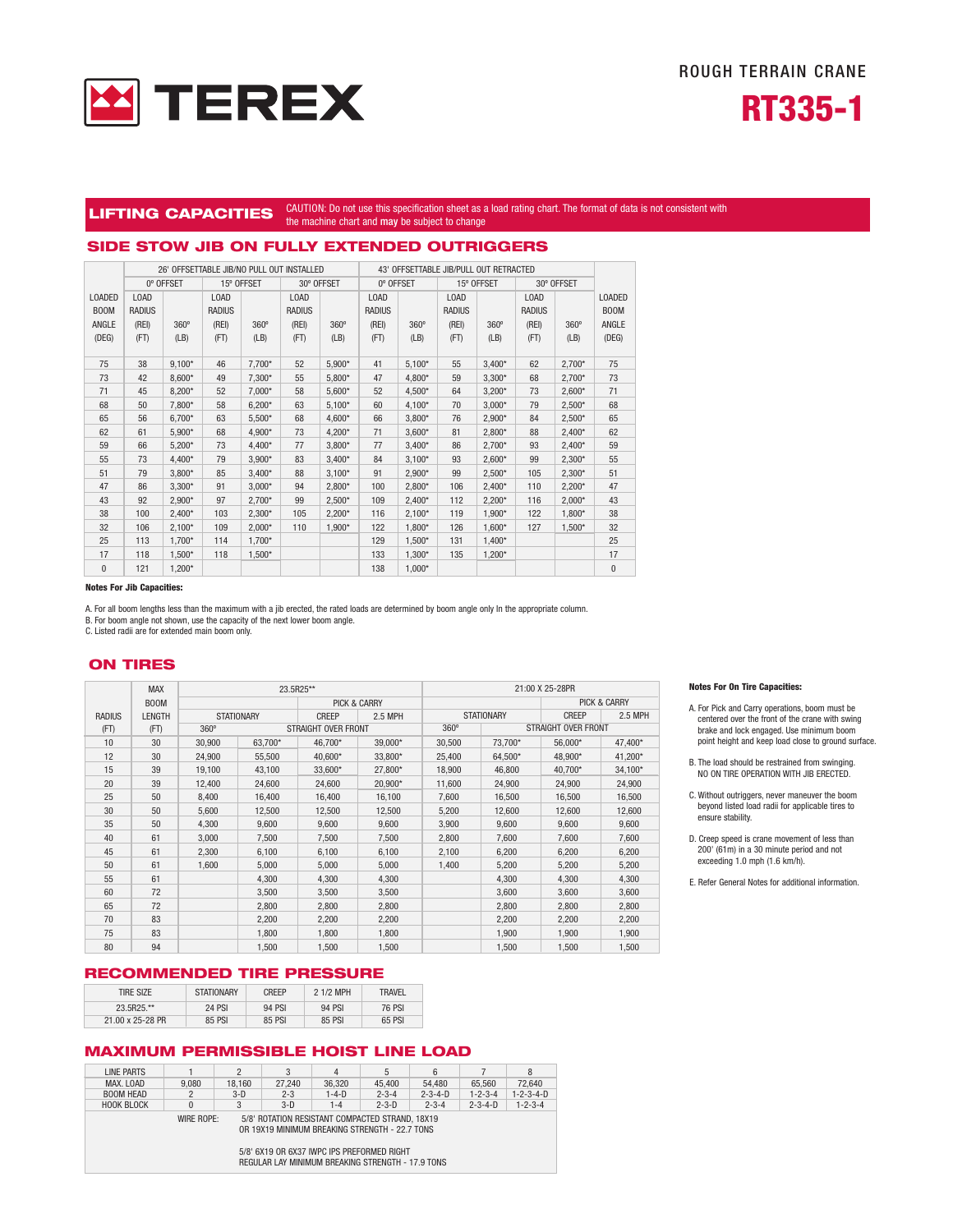ROUGH TERRAIN CRANE

# RT335-1

## LIFTING CAPACITIES

CAUTION: Do not use this specification sheet as a load rating chart. The format of data is not consistent with the machine chart and **may** be subject to change

## SIDE STOW JIB ON FULLY EXTENDED OUTRIGGERS

| | 26' OFFSETTABLE JIB/NO PULL OUT INSTALLED | | | | | | 43' OFFSETTABLE JIB/PULL OUT RETRACTED | | | | | | |
|---|---|---|---|---|---|---|---|---|---|---|---|---|---|
| | 0º OFFSET | | 15º OFFSET | | 30º OFFSET | | 0º OFFSET | | 15º OFFSET | | 30º OFFSET | | |
| LOADED BOOM ANGLE (DEG) | LOAD RADIUS (REI) (FT) | 360º (LB) | LOAD RADIUS (REI) (FT) | 360º (LB) | LOAD RADIUS (REI) (FT) | 360º (LB) | LOAD RADIUS (REI) (FT) | 360º (LB) | LOAD RADIUS (REI) (FT) | 360º (LB) | LOAD RADIUS (REI) (FT) | 360º (LB) | LOADED BOOM ANGLE (DEG) |
| 75 | 38 | 9,100* | 46 | 7,700* | 52 | 5,900* | 41 | 5,100* | 55 | 3,400* | 62 | 2,700* | 75 |
| 73 | 42 | 8,600* | 49 | 7,300* | 55 | 5,800* | 47 | 4,800* | 59 | 3,300* | 68 | 2,700* | 73 |
| 71 | 45 | 8,200* | 52 | 7,000* | 58 | 5,600* | 52 | 4,500* | 64 | 3,200* | 73 | 2,600* | 71 |
| 68 | 50 | 7,800* | 58 | 6,200* | 63 | 5,100* | 60 | 4,100* | 70 | 3,000* | 79 | 2,500* | 68 |
| 65 | 56 | 6,700* | 63 | 5,500* | 68 | 4,600* | 66 | 3,800* | 76 | 2,900* | 84 | 2,500* | 65 |
| 62 | 61 | 5,900* | 68 | 4,900* | 73 | 4,200* | 71 | 3,600* | 81 | 2,800* | 88 | 2,400* | 62 |
| 59 | 66 | 5,200* | 73 | 4,400* | 77 | 3,800* | 77 | 3,400* | 86 | 2,700* | 93 | 2,400* | 59 |
| 55 | 73 | 4,400* | 79 | 3,900* | 83 | 3,400* | 84 | 3,100* | 93 | 2,600* | 99 | 2,300* | 55 |
| 51 | 79 | 3,800* | 85 | 3,400* | 88 | 3,100* | 91 | 2,900* | 99 | 2,500* | 105 | 2,300* | 51 |
| 47 | 86 | 3,300* | 91 | 3,000* | 94 | 2,800* | 100 | 2,800* | 106 | 2,400* | 110 | 2,200* | 47 |
| 43 | 92 | 2,900* | 97 | 2,700* | 99 | 2,500* | 109 | 2,400* | 112 | 2,200* | 116 | 2,000* | 43 |
| 38 | 100 | 2,400* | 103 | 2,300* | 105 | 2,200* | 116 | 2,100* | 119 | 1,900* | 122 | 1,800* | 38 |
| 32 | 106 | 2,100* | 109 | 2,000* | 110 | 1,900* | 122 | 1,800* | 126 | 1,600* | 127 | 1,500* | 32 |
| 25 | 113 | 1,700* | 114 | 1,700* | | | 129 | 1,500* | 131 | 1,400* | | | 25 |
| 17 | 118 | 1,500* | 118 | 1,500* | | | 133 | 1,300* | 135 | 1,200* | | | 17 |
| 0 | 121 | 1,200* | | | | | 138 | 1,000* | | | | | 0 |

**Notes For Jib Capacities:**

A. For all boom lengths less than the maximum with a jib erected, the rated loads are determined by boom angle only In the appropriate column.
B. For boom angle not shown, use the capacity of the next lower boom angle.
C. Listed radii are for extended main boom only.

## ON TIRES

| RADIUS (FT) | MAX BOOM LENGTH (FT) | 23.5R25** | | | | 21:00 X 25-28PR | | | |
|---|---|---|---|---|---|---|---|---|---|
| | | STATIONARY | | PICK & CARRY | | STATIONARY | | PICK & CARRY | |
| | | | | CREEP | 2.5 MPH | | | CREEP | 2.5 MPH |
| | | 360º | STRAIGHT OVER FRONT | | | 360º | STRAIGHT OVER FRONT | | |
| 10 | 30 | 30,900 | 63,700* | 46,700* | 39,000* | 30,500 | 73,700* | 56,000* | 47,400* |
| 12 | 30 | 24,900 | 55,500 | 40,600* | 33,800* | 25,400 | 64,500* | 48,900* | 41,200* |
| 15 | 39 | 19,100 | 43,100 | 33,600* | 27,800* | 18,900 | 46,800 | 40,700* | 34,100* |
| 20 | 39 | 12,400 | 24,600 | 24,600 | 20,900* | 11,600 | 24,900 | 24,900 | 24,900 |
| 25 | 50 | 8,400 | 16,400 | 16,400 | 16,100 | 7,600 | 16,500 | 16,500 | 16,500 |
| 30 | 50 | 5,600 | 12,500 | 12,500 | 12,500 | 5,200 | 12,600 | 12,600 | 12,600 |
| 35 | 50 | 4,300 | 9,600 | 9,600 | 9,600 | 3,900 | 9,600 | 9,600 | 9,600 |
| 40 | 61 | 3,000 | 7,500 | 7,500 | 7,500 | 2,800 | 7,600 | 7,600 | 7,600 |
| 45 | 61 | 2,300 | 6,100 | 6,100 | 6,100 | 2,100 | 6,200 | 6,200 | 6,200 |
| 50 | 61 | 1,600 | 5,000 | 5,000 | 5,000 | 1,400 | 5,200 | 5,200 | 5,200 |
| 55 | 61 | | 4,300 | 4,300 | 4,300 | | 4,300 | 4,300 | 4,300 |
| 60 | 72 | | 3,500 | 3,500 | 3,500 | | 3,600 | 3,600 | 3,600 |
| 65 | 72 | | 2,800 | 2,800 | 2,800 | | 2,800 | 2,800 | 2,800 |
| 70 | 83 | | 2,200 | 2,200 | 2,200 | | 2,200 | 2,200 | 2,200 |
| 75 | 83 | | 1,800 | 1,800 | 1,800 | | 1,900 | 1,900 | 1,900 |
| 80 | 94 | | 1,500 | 1,500 | 1,500 | | 1,500 | 1,500 | 1,500 |

**Notes For On Tire Capacities:**

A. For Pick and Carry operations, boom must be centered over the front of the crane with swing brake and lock engaged. Use minimum boom point height and keep load close to ground surface.

B. The load should be restrained from swinging. NO ON TIRE OPERATION WITH JIB ERECTED.

C. Without outriggers, never maneuver the boom beyond listed load radii for applicable tires to ensure stability.

D. Creep speed is crane movement of less than 200' (61m) in a 30 minute period and not exceeding 1.0 mph (1.6 km/h).

E. Refer General Notes for additional information.

## RECOMMENDED TIRE PRESSURE

| TIRE SIZE | STATIONARY | CREEP | 2 1/2 MPH | TRAVEL |
|---|---|---|---|---|
| 23.5R25.** | 24 PSI | 94 PSI | 94 PSI | 76 PSI |
| 21.00 x 25-28 PR | 85 PSI | 85 PSI | 85 PSI | 65 PSI |

## MAXIMUM PERMISSIBLE HOIST LINE LOAD

| LINE PARTS | 1 | 2 | 3 | 4 | 5 | 6 | 7 | 8 |
|---|---|---|---|---|---|---|---|---|
| MAX. LOAD | 9,080 | 18,160 | 27,240 | 36,320 | 45,400 | 54,480 | 65,560 | 72,640 |
| BOOM HEAD | 2 | 3-D | 2-3 | 1-4-D | 2-3-4 | 2-3-4-D | 1-2-3-4 | 1-2-3-4-D |
| HOOK BLOCK | 0 | 3 | 3-D | 1-4 | 2-3-D | 2-3-4 | 2-3-4-D | 1-2-3-4 |

WIRE ROPE: 5/8' ROTATION RESISTANT COMPACTED STRAND, 18X19 OR 19X19 MINIMUM BREAKING STRENGTH - 22.7 TONS

5/8' 6X19 OR 6X37 IWPC IPS PREFORMED RIGHT REGULAR LAY MINIMUM BREAKING STRENGTH - 17.9 TONS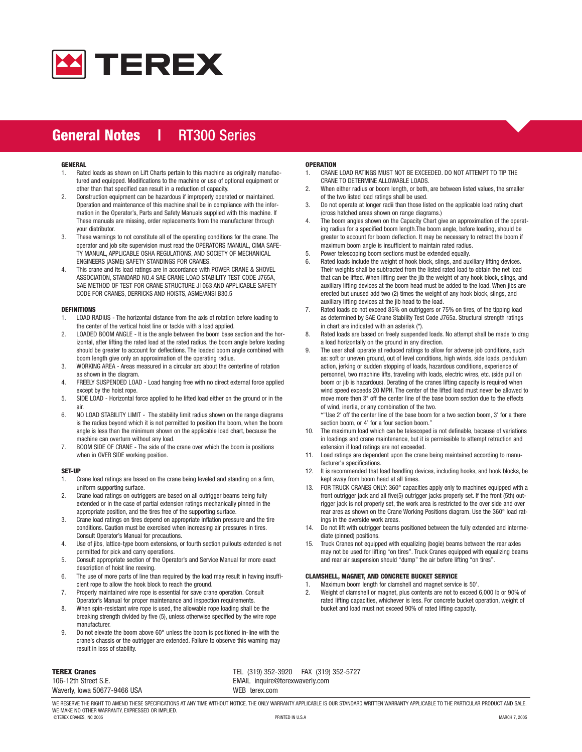TEREX

# General Notes | RT300 Series

### GENERAL

1. Rated loads as shown on Lift Charts pertain to this machine as originally manufactured and equipped. Modifications to the machine or use of optional equipment or other than that specified can result in a reduction of capacity.
2. Construction equipment can be hazardous if improperly operated or maintained. Operation and maintenance of this machine shall be in compliance with the information in the Operator's, Parts and Safety Manuals supplied with this machine. If These manuals are missing, order replacements from the manufacturer through your distributor.
3. These warnings to not constitute all of the operating conditions for the crane. The operator and job site supervision must read the OPERATORS MANUAL, CIMA SAFETY MANUAL, APPLICABLE OSHA REGULATIONS, AND SOCIETY OF MECHANICAL ENGINEERS (ASME) SAFETY STANDINGS FOR CRANES.
4. This crane and its load ratings are in accordance with POWER CRANE & SHOVEL ASSOCIATION, STANDARD NO.4 SAE CRANE LOAD STABILITY TEST CODE J765A, SAE METHOD OF TEST FOR CRANE STRUCTURE J1063 AND APPLICABLE SAFETY CODE FOR CRANES, DERRICKS AND HOISTS, ASME/ANSI B30.5

### DEFINITIONS

1. LOAD RADIUS - The horizontal distance from the axis of rotation before loading to the center of the vertical hoist line or tackle with a load applied.
2. LOADED BOOM ANGLE - It is the angle between the boom base section and the horizontal, after lifting the rated load at the rated radius. the boom angle before loading should be greater to account for deflections. The loaded boom angle combined with boom length give only an approximation of the operating radius.
3. WORKING AREA - Areas measured in a circular arc about the centerline of rotation as shown in the diagram.
4. FREELY SUSPENDED LOAD - Load hanging free with no direct external force applied except by the hoist rope.
5. SIDE LOAD - Horizontal force applied to he lifted load either on the ground or in the air.
6. NO LOAD STABILITY LIMIT - The stability limit radius shown on the range diagrams is the radius beyond which it is not permitted to position the boom, when the boom angle is less than the minimum shown on the applicable load chart, because the machine can overturn without any load.
7. BOOM SIDE OF CRANE - The side of the crane over which the boom is positions when in OVER SIDE working position.

### SET-UP

1. Crane load ratings are based on the crane being leveled and standing on a firm, uniform supporting surface.
2. Crane load ratings on outriggers are based on all outrigger beams being fully extended or in the case of partial extension ratings mechanically pinned in the appropriate position, and the tires free of the supporting surface.
3. Crane load ratings on tires depend on appropriate inflation pressure and the tire conditions. Caution must be exercised when increasing air pressures in tires. Consult Operator's Manual for precautions.
4. Use of jibs, lattice-type boom extensions, or fourth section pullouts extended is not permitted for pick and carry operations.
5. Consult appropriate section of the Operator's and Service Manual for more exact description of hoist line reeving.
6. The use of more parts of line than required by the load may result in having insufficient rope to allow the hook block to reach the ground.
7. Properly maintained wire rope is essential for save crane operation. Consult Operator's Manual for proper maintenance and inspection requirements.
8. When spin-resistant wire rope is used, the allowable rope loading shall be the breaking strength divided by five (5), unless otherwise specified by the wire rope manufacturer.
9. Do not elevate the boom above 60° unless the boom is positioned in-line with the crane's chassis or the outrigger are extended. Failure to observe this warning may result in loss of stability.

### OPERATION

1. CRANE LOAD RATINGS MUST NOT BE EXCEEDED. DO NOT ATTEMPT TO TIP THE CRANE TO DETERMINE ALLOWABLE LOADS.
2. When either radius or boom length, or both, are between listed values, the smaller of the two listed load ratings shall be used.
3. Do not operate at longer radii than those listed on the applicable load rating chart (cross hatched areas shown on range diagrams.)
4. The boom angles shown on the Capacity Chart give an approximation of the operating radius for a specified boom length.The boom angle, before loading, should be greater to account for boom deflection. It may be necessary to retract the boom if maximum boom angle is insufficient to maintain rated radius.
5. Power telescoping boom sections must be extended equally.
6. Rated loads include the weight of hook block, slings, and auxiliary lifting devices. Their weights shall be subtracted from the listed rated load to obtain the net load that can be lifted. When lifting over the jib the weight of any hook block, slings, and auxiliary lifting devices at the boom head must be added to the load. When jibs are erected but unused add two (2) times the weight of any hook block, slings, and auxiliary lifting devices at the jib head to the load.
7. Rated loads do not exceed 85% on outriggers or 75% on tires, of the tipping load as determined by SAE Crane Stability Test Code J765a. Structural strength ratings in chart are indicated with an asterisk (*).
8. Rated loads are based on freely suspended loads. No attempt shall be made to drag a load horizontally on the ground in any direction.
9. The user shall operate at reduced ratings to allow for adverse job conditions, such as: soft or uneven ground, out of level conditions, high winds, side loads, pendulum action, jerking or sudden stopping of loads, hazardous conditions, experience of personnel, two machine lifts, traveling with loads, electric wires, etc. (side pull on boom or jib is hazardous). Derating of the cranes lifting capacity is required when wind speed exceeds 20 MPH. The center of the lifted load must never be allowed to move more then 3* off the center line of the base boom section due to the effects of wind, inertia, or any combination of the two.
   *"Use 2' off the center line of the base boom for a two section boom, 3' for a there section boom, or 4' for a four section boom."
10. The maximum load which can be telescoped is not definable, because of variations in loadings and crane maintenance, but it is permissible to attempt retraction and extension if load ratings are not exceeded.
11. Load ratings are dependent upon the crane being maintained according to manufacturer's specifications.
12. It is recommended that load handling devices, including hooks, and hook blocks, be kept away from boom head at all times.
13. FOR TRUCK CRANES ONLY: 360° capacities apply only to machines equipped with a front outrigger jack and all five(5) outrigger jacks properly set. If the front (5th) outrigger jack is not properly set, the work area is restricted to the over side and over rear ares as shown on the Crane Working Positions diagram. Use the 360° load ratings in the overside work areas.
14. Do not lift with outrigger beams positioned between the fully extended and intermediate (pinned) positions.
15. Truck Cranes not equipped with equalizing (bogie) beams between the rear axles may not be used for lifting "on tires". Truck Cranes equipped with equalizing beams and rear air suspension should "dump" the air before lifting "on tires".

### CLAMSHELL, MAGNET, AND CONCRETE BUCKET SERVICE

1. Maximum boom length for clamshell and magnet service is 50'.
2. Weight of clamshell or magnet, plus contents are not to exceed 6,000 lb or 90% of rated lifting capacities, whichever is less. For concrete bucket operation, weight of bucket and load must not exceed 90% of rated lifting capacity.

**TEREX Cranes**
106-12th Street S.E.
Waverly, Iowa 50677-9466 USA

TEL (319) 352-3920 FAX (319) 352-5727
EMAIL inquire@terexwaverly.com
WEB terex.com

WE RESERVE THE RIGHT TO AMEND THESE SPECIFICATIONS AT ANY TIME WITHOUT NOTICE. THE ONLY WARRANTY APPLICABLE IS OUR STANDARD WRITTEN WARRANTY APPLICABLE TO THE PARTICULAR PRODUCT AND SALE. WE MAKE NO OTHER WARRANTY, EXPRESSED OR IMPLIED.

©TEREX CRANES, INC 2005 PRINTED IN U.S.A MARCH 7, 2005